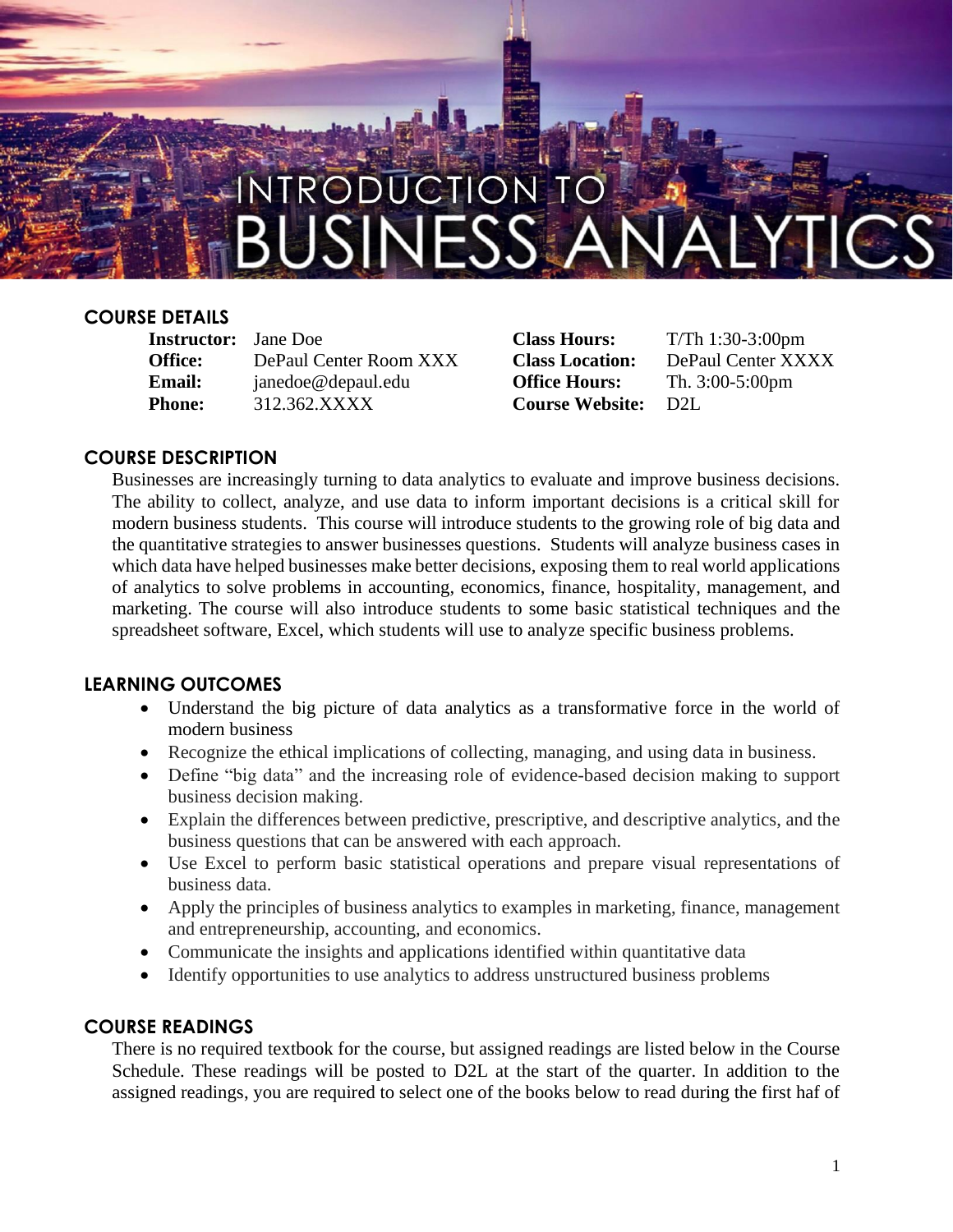# INTRODUCTION TO BUSINESS ANALYTICS

## COURSE DETAILS

| | | | |
|---|---|---|---|
| **Instructor:** | Jane Doe | **Class Hours:** | T/Th 1:30-3:00pm |
| **Office:** | DePaul Center Room XXX | **Class Location:** | DePaul Center XXXX |
| **Email:** | janedoe@depaul.edu | **Office Hours:** | Th. 3:00-5:00pm |
| **Phone:** | 312.362.XXXX | **Course Website:** | D2L |

## COURSE DESCRIPTION

Businesses are increasingly turning to data analytics to evaluate and improve business decisions. The ability to collect, analyze, and use data to inform important decisions is a critical skill for modern business students. This course will introduce students to the growing role of big data and the quantitative strategies to answer businesses questions. Students will analyze business cases in which data have helped businesses make better decisions, exposing them to real world applications of analytics to solve problems in accounting, economics, finance, hospitality, management, and marketing. The course will also introduce students to some basic statistical techniques and the spreadsheet software, Excel, which students will use to analyze specific business problems.

## LEARNING OUTCOMES

- Understand the big picture of data analytics as a transformative force in the world of modern business
- Recognize the ethical implications of collecting, managing, and using data in business.
- Define "big data" and the increasing role of evidence-based decision making to support business decision making.
- Explain the differences between predictive, prescriptive, and descriptive analytics, and the business questions that can be answered with each approach.
- Use Excel to perform basic statistical operations and prepare visual representations of business data.
- Apply the principles of business analytics to examples in marketing, finance, management and entrepreneurship, accounting, and economics.
- Communicate the insights and applications identified within quantitative data
- Identify opportunities to use analytics to address unstructured business problems

## COURSE READINGS

There is no required textbook for the course, but assigned readings are listed below in the Course Schedule. These readings will be posted to D2L at the start of the quarter. In addition to the assigned readings, you are required to select one of the books below to read during the first haf of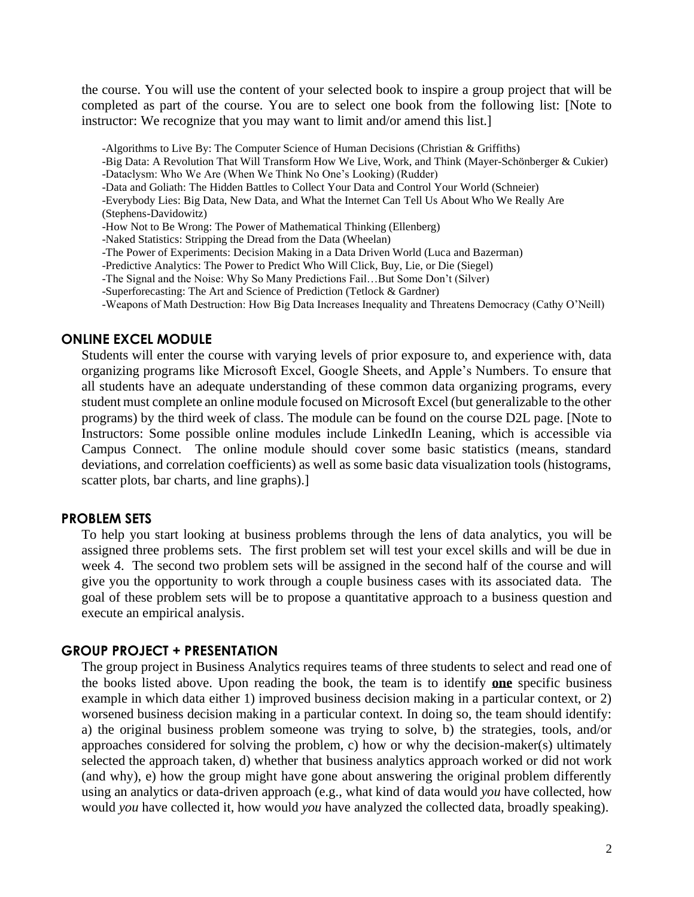the course. You will use the content of your selected book to inspire a group project that will be completed as part of the course. You are to select one book from the following list: [Note to instructor: We recognize that you may want to limit and/or amend this list.]

-Algorithms to Live By: The Computer Science of Human Decisions (Christian & Griffiths)
-Big Data: A Revolution That Will Transform How We Live, Work, and Think (Mayer-Schönberger & Cukier)
-Dataclysm: Who We Are (When We Think No One's Looking) (Rudder)
-Data and Goliath: The Hidden Battles to Collect Your Data and Control Your World (Schneier)
-Everybody Lies: Big Data, New Data, and What the Internet Can Tell Us About Who We Really Are (Stephens-Davidowitz)
-How Not to Be Wrong: The Power of Mathematical Thinking (Ellenberg)
-Naked Statistics: Stripping the Dread from the Data (Wheelan)
-The Power of Experiments: Decision Making in a Data Driven World (Luca and Bazerman)
-Predictive Analytics: The Power to Predict Who Will Click, Buy, Lie, or Die (Siegel)
-The Signal and the Noise: Why So Many Predictions Fail…But Some Don't (Silver)
-Superforecasting: The Art and Science of Prediction (Tetlock & Gardner)
-Weapons of Math Destruction: How Big Data Increases Inequality and Threatens Democracy (Cathy O'Neill)

## ONLINE EXCEL MODULE

Students will enter the course with varying levels of prior exposure to, and experience with, data organizing programs like Microsoft Excel, Google Sheets, and Apple's Numbers. To ensure that all students have an adequate understanding of these common data organizing programs, every student must complete an online module focused on Microsoft Excel (but generalizable to the other programs) by the third week of class. The module can be found on the course D2L page. [Note to Instructors: Some possible online modules include LinkedIn Leaning, which is accessible via Campus Connect. The online module should cover some basic statistics (means, standard deviations, and correlation coefficients) as well as some basic data visualization tools (histograms, scatter plots, bar charts, and line graphs).]

## PROBLEM SETS

To help you start looking at business problems through the lens of data analytics, you will be assigned three problems sets. The first problem set will test your excel skills and will be due in week 4. The second two problem sets will be assigned in the second half of the course and will give you the opportunity to work through a couple business cases with its associated data. The goal of these problem sets will be to propose a quantitative approach to a business question and execute an empirical analysis.

## GROUP PROJECT + PRESENTATION

The group project in Business Analytics requires teams of three students to select and read one of the books listed above. Upon reading the book, the team is to identify **one** specific business example in which data either 1) improved business decision making in a particular context, or 2) worsened business decision making in a particular context. In doing so, the team should identify: a) the original business problem someone was trying to solve, b) the strategies, tools, and/or approaches considered for solving the problem, c) how or why the decision-maker(s) ultimately selected the approach taken, d) whether that business analytics approach worked or did not work (and why), e) how the group might have gone about answering the original problem differently using an analytics or data-driven approach (e.g., what kind of data would *you* have collected, how would *you* have collected it, how would *you* have analyzed the collected data, broadly speaking).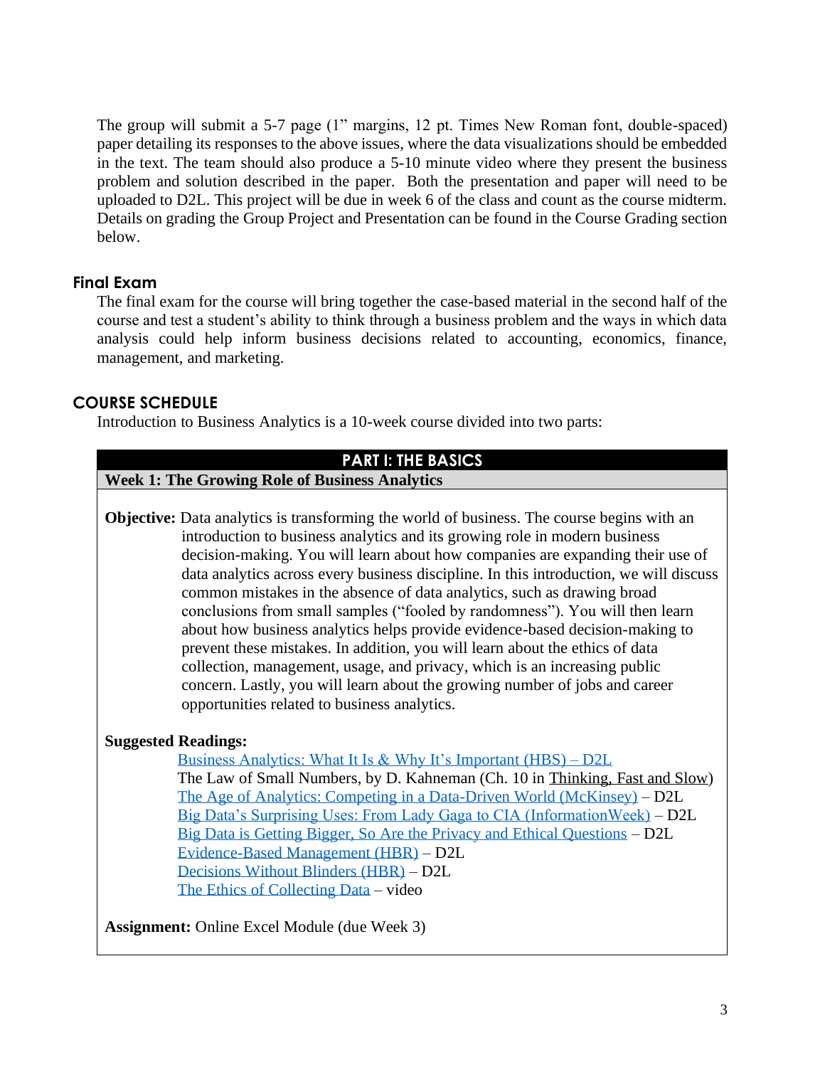The group will submit a 5-7 page (1” margins, 12 pt. Times New Roman font, double-spaced) paper detailing its responses to the above issues, where the data visualizations should be embedded in the text. The team should also produce a 5-10 minute video where they present the business problem and solution described in the paper. Both the presentation and paper will need to be uploaded to D2L. This project will be due in week 6 of the class and count as the course midterm. Details on grading the Group Project and Presentation can be found in the Course Grading section below.

### Final Exam

The final exam for the course will bring together the case-based material in the second half of the course and test a student’s ability to think through a business problem and the ways in which data analysis could help inform business decisions related to accounting, economics, finance, management, and marketing.

## COURSE SCHEDULE

Introduction to Business Analytics is a 10-week course divided into two parts:

### PART I: THE BASICS

#### Week 1: The Growing Role of Business Analytics

**Objective:** Data analytics is transforming the world of business. The course begins with an introduction to business analytics and its growing role in modern business decision-making. You will learn about how companies are expanding their use of data analytics across every business discipline. In this introduction, we will discuss common mistakes in the absence of data analytics, such as drawing broad conclusions from small samples (“fooled by randomness”). You will then learn about how business analytics helps provide evidence-based decision-making to prevent these mistakes. In addition, you will learn about the ethics of data collection, management, usage, and privacy, which is an increasing public concern. Lastly, you will learn about the growing number of jobs and career opportunities related to business analytics.

**Suggested Readings:**

- Business Analytics: What It Is & Why It’s Important (HBS) – D2L
- The Law of Small Numbers, by D. Kahneman (Ch. 10 in Thinking, Fast and Slow)
- The Age of Analytics: Competing in a Data-Driven World (McKinsey) – D2L
- Big Data’s Surprising Uses: From Lady Gaga to CIA (InformationWeek) – D2L
- Big Data is Getting Bigger, So Are the Privacy and Ethical Questions – D2L
- Evidence-Based Management (HBR) – D2L
- Decisions Without Blinders (HBR) – D2L
- The Ethics of Collecting Data – video

**Assignment:** Online Excel Module (due Week 3)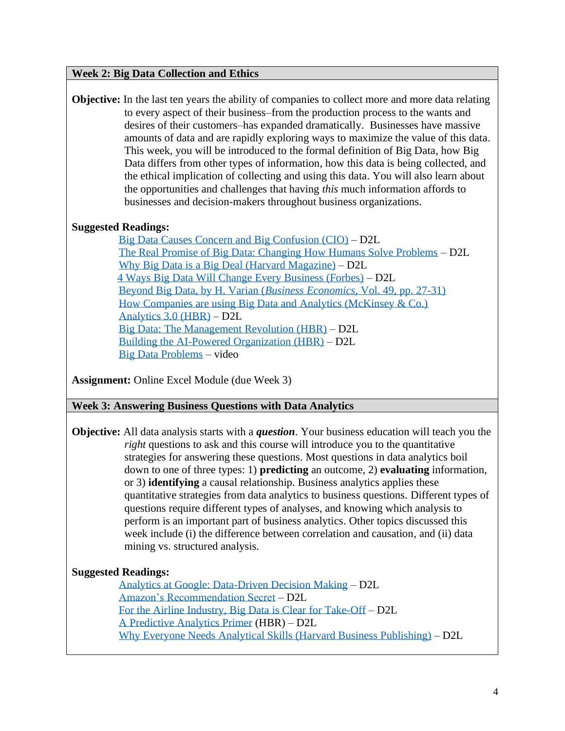## Week 2: Big Data Collection and Ethics

**Objective:** In the last ten years the ability of companies to collect more and more data relating to every aspect of their business–from the production process to the wants and desires of their customers–has expanded dramatically. Businesses have massive amounts of data and are rapidly exploring ways to maximize the value of this data. This week, you will be introduced to the formal definition of Big Data, how Big Data differs from other types of information, how this data is being collected, and the ethical implication of collecting and using this data. You will also learn about the opportunities and challenges that having *this* much information affords to businesses and decision-makers throughout business organizations.

**Suggested Readings:**

- Big Data Causes Concern and Big Confusion (CIO) – D2L
- The Real Promise of Big Data: Changing How Humans Solve Problems – D2L
- Why Big Data is a Big Deal (Harvard Magazine) – D2L
- 4 Ways Big Data Will Change Every Business (Forbes) – D2L
- Beyond Big Data, by H. Varian (*Business Economics*, Vol. 49, pp. 27-31)
- How Companies are using Big Data and Analytics (McKinsey & Co.)
- Analytics 3.0 (HBR) – D2L
- Big Data: The Management Revolution (HBR) – D2L
- Building the AI-Powered Organization (HBR) – D2L
- Big Data Problems – video

**Assignment:** Online Excel Module (due Week 3)

## Week 3: Answering Business Questions with Data Analytics

**Objective:** All data analysis starts with a ***question***. Your business education will teach you the *right* questions to ask and this course will introduce you to the quantitative strategies for answering these questions. Most questions in data analytics boil down to one of three types: 1) **predicting** an outcome, 2) **evaluating** information, or 3) **identifying** a causal relationship. Business analytics applies these quantitative strategies from data analytics to business questions. Different types of questions require different types of analyses, and knowing which analysis to perform is an important part of business analytics. Other topics discussed this week include (i) the difference between correlation and causation, and (ii) data mining vs. structured analysis.

**Suggested Readings:**

- Analytics at Google: Data-Driven Decision Making – D2L
- Amazon's Recommendation Secret – D2L
- For the Airline Industry, Big Data is Clear for Take-Off – D2L
- A Predictive Analytics Primer (HBR) – D2L
- Why Everyone Needs Analytical Skills (Harvard Business Publishing) – D2L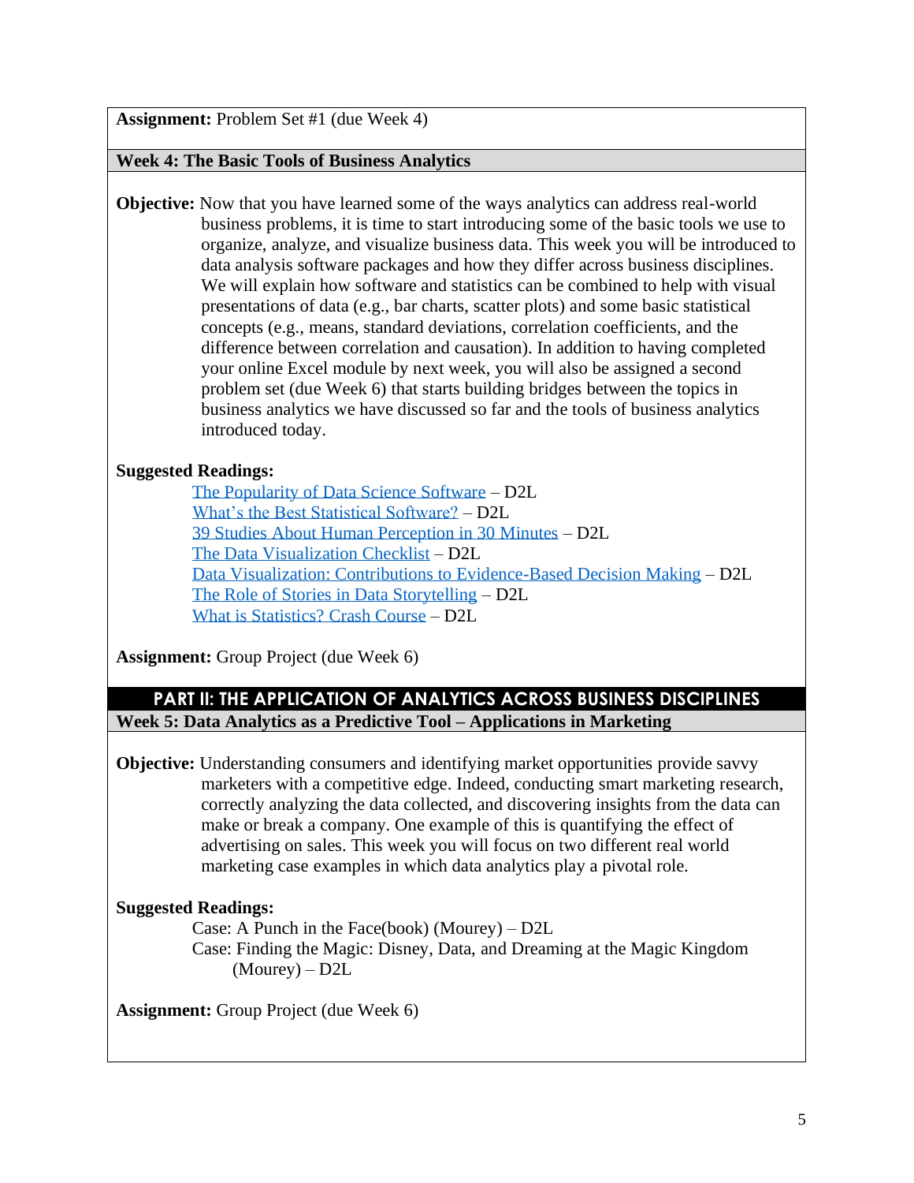**Assignment:** Problem Set #1 (due Week 4)

### Week 4: The Basic Tools of Business Analytics

**Objective:** Now that you have learned some of the ways analytics can address real-world business problems, it is time to start introducing some of the basic tools we use to organize, analyze, and visualize business data. This week you will be introduced to data analysis software packages and how they differ across business disciplines. We will explain how software and statistics can be combined to help with visual presentations of data (e.g., bar charts, scatter plots) and some basic statistical concepts (e.g., means, standard deviations, correlation coefficients, and the difference between correlation and causation). In addition to having completed your online Excel module by next week, you will also be assigned a second problem set (due Week 6) that starts building bridges between the topics in business analytics we have discussed so far and the tools of business analytics introduced today.

**Suggested Readings:**

- The Popularity of Data Science Software – D2L
- What's the Best Statistical Software? – D2L
- 39 Studies About Human Perception in 30 Minutes – D2L
- The Data Visualization Checklist – D2L
- Data Visualization: Contributions to Evidence-Based Decision Making – D2L
- The Role of Stories in Data Storytelling – D2L
- What is Statistics? Crash Course – D2L

**Assignment:** Group Project (due Week 6)

## PART II: THE APPLICATION OF ANALYTICS ACROSS BUSINESS DISCIPLINES

### Week 5: Data Analytics as a Predictive Tool – Applications in Marketing

**Objective:** Understanding consumers and identifying market opportunities provide savvy marketers with a competitive edge. Indeed, conducting smart marketing research, correctly analyzing the data collected, and discovering insights from the data can make or break a company. One example of this is quantifying the effect of advertising on sales. This week you will focus on two different real world marketing case examples in which data analytics play a pivotal role.

**Suggested Readings:**

- Case: A Punch in the Face(book) (Mourey) – D2L
- Case: Finding the Magic: Disney, Data, and Dreaming at the Magic Kingdom (Mourey) – D2L

**Assignment:** Group Project (due Week 6)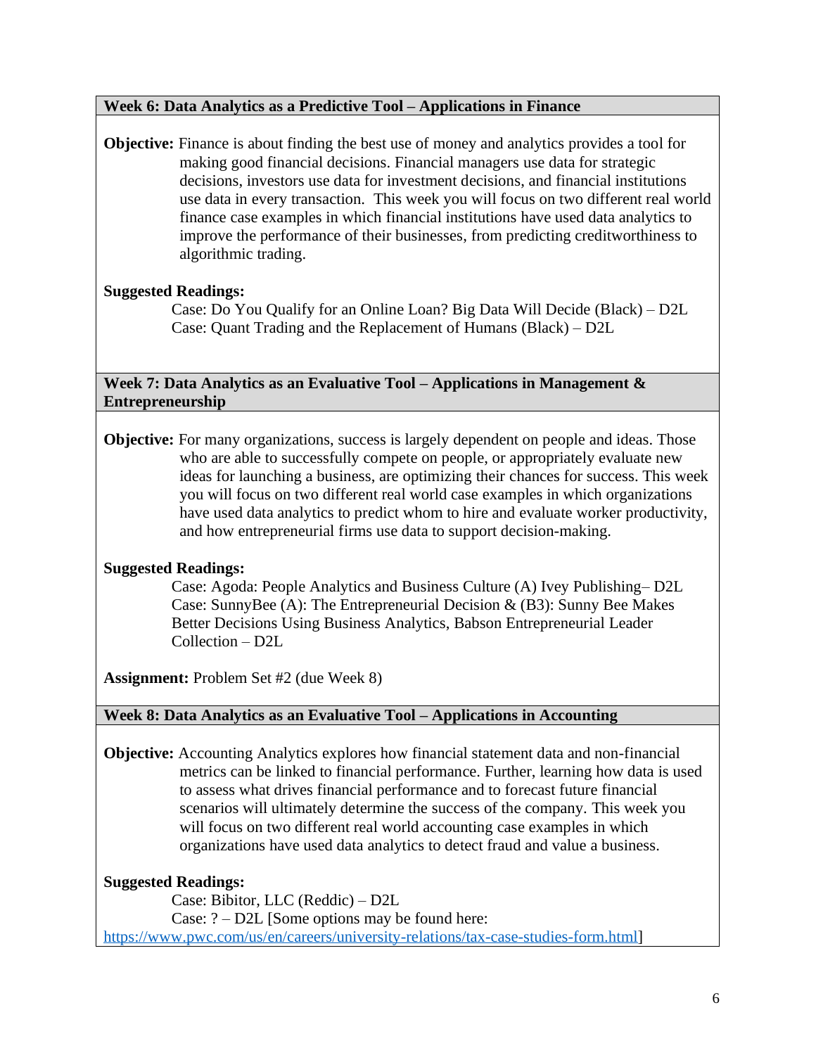## Week 6: Data Analytics as a Predictive Tool – Applications in Finance

**Objective:** Finance is about finding the best use of money and analytics provides a tool for making good financial decisions. Financial managers use data for strategic decisions, investors use data for investment decisions, and financial institutions use data in every transaction. This week you will focus on two different real world finance case examples in which financial institutions have used data analytics to improve the performance of their businesses, from predicting creditworthiness to algorithmic trading.

**Suggested Readings:**

Case: Do You Qualify for an Online Loan? Big Data Will Decide (Black) – D2L
Case: Quant Trading and the Replacement of Humans (Black) – D2L

## Week 7: Data Analytics as an Evaluative Tool – Applications in Management & Entrepreneurship

**Objective:** For many organizations, success is largely dependent on people and ideas. Those who are able to successfully compete on people, or appropriately evaluate new ideas for launching a business, are optimizing their chances for success. This week you will focus on two different real world case examples in which organizations have used data analytics to predict whom to hire and evaluate worker productivity, and how entrepreneurial firms use data to support decision-making.

**Suggested Readings:**

Case: Agoda: People Analytics and Business Culture (A) Ivey Publishing– D2L
Case: SunnyBee (A): The Entrepreneurial Decision & (B3): Sunny Bee Makes Better Decisions Using Business Analytics, Babson Entrepreneurial Leader Collection – D2L

**Assignment:** Problem Set #2 (due Week 8)

## Week 8: Data Analytics as an Evaluative Tool – Applications in Accounting

**Objective:** Accounting Analytics explores how financial statement data and non-financial metrics can be linked to financial performance. Further, learning how data is used to assess what drives financial performance and to forecast future financial scenarios will ultimately determine the success of the company. This week you will focus on two different real world accounting case examples in which organizations have used data analytics to detect fraud and value a business.

**Suggested Readings:**

Case: Bibitor, LLC (Reddic) – D2L
Case: ? – D2L [Some options may be found here: https://www.pwc.com/us/en/careers/university-relations/tax-case-studies-form.html]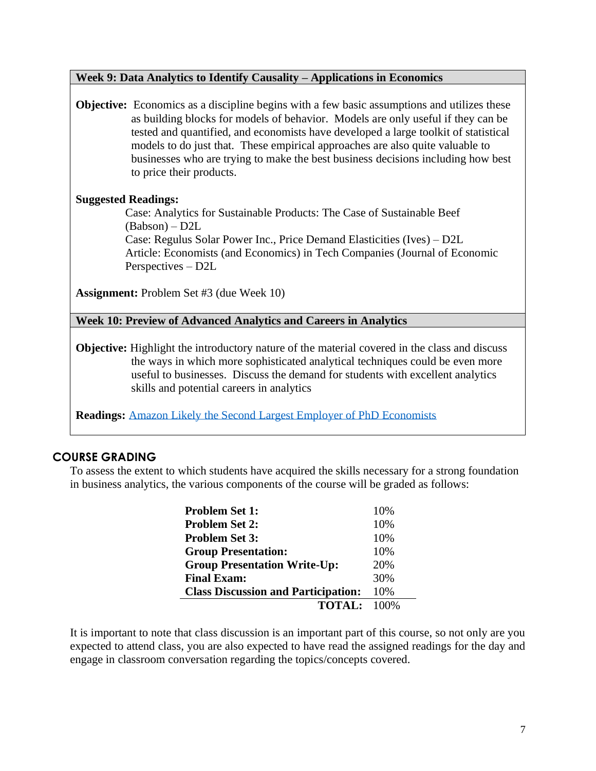### Week 9: Data Analytics to Identify Causality – Applications in Economics

**Objective:** Economics as a discipline begins with a few basic assumptions and utilizes these as building blocks for models of behavior. Models are only useful if they can be tested and quantified, and economists have developed a large toolkit of statistical models to do just that. These empirical approaches are also quite valuable to businesses who are trying to make the best business decisions including how best to price their products.

**Suggested Readings:**

Case: Analytics for Sustainable Products: The Case of Sustainable Beef (Babson) – D2L
Case: Regulus Solar Power Inc., Price Demand Elasticities (Ives) – D2L
Article: Economists (and Economics) in Tech Companies (Journal of Economic Perspectives – D2L

**Assignment:** Problem Set #3 (due Week 10)

### Week 10: Preview of Advanced Analytics and Careers in Analytics

**Objective:** Highlight the introductory nature of the material covered in the class and discuss the ways in which more sophisticated analytical techniques could be even more useful to businesses. Discuss the demand for students with excellent analytics skills and potential careers in analytics

**Readings:** Amazon Likely the Second Largest Employer of PhD Economists

## COURSE GRADING

To assess the extent to which students have acquired the skills necessary for a strong foundation in business analytics, the various components of the course will be graded as follows:

| Component | Weight |
|---|---|
| **Problem Set 1:** | 10% |
| **Problem Set 2:** | 10% |
| **Problem Set 3:** | 10% |
| **Group Presentation:** | 10% |
| **Group Presentation Write-Up:** | 20% |
| **Final Exam:** | 30% |
| **Class Discussion and Participation:** | 10% |
| **TOTAL:** | 100% |

It is important to note that class discussion is an important part of this course, so not only are you expected to attend class, you are also expected to have read the assigned readings for the day and engage in classroom conversation regarding the topics/concepts covered.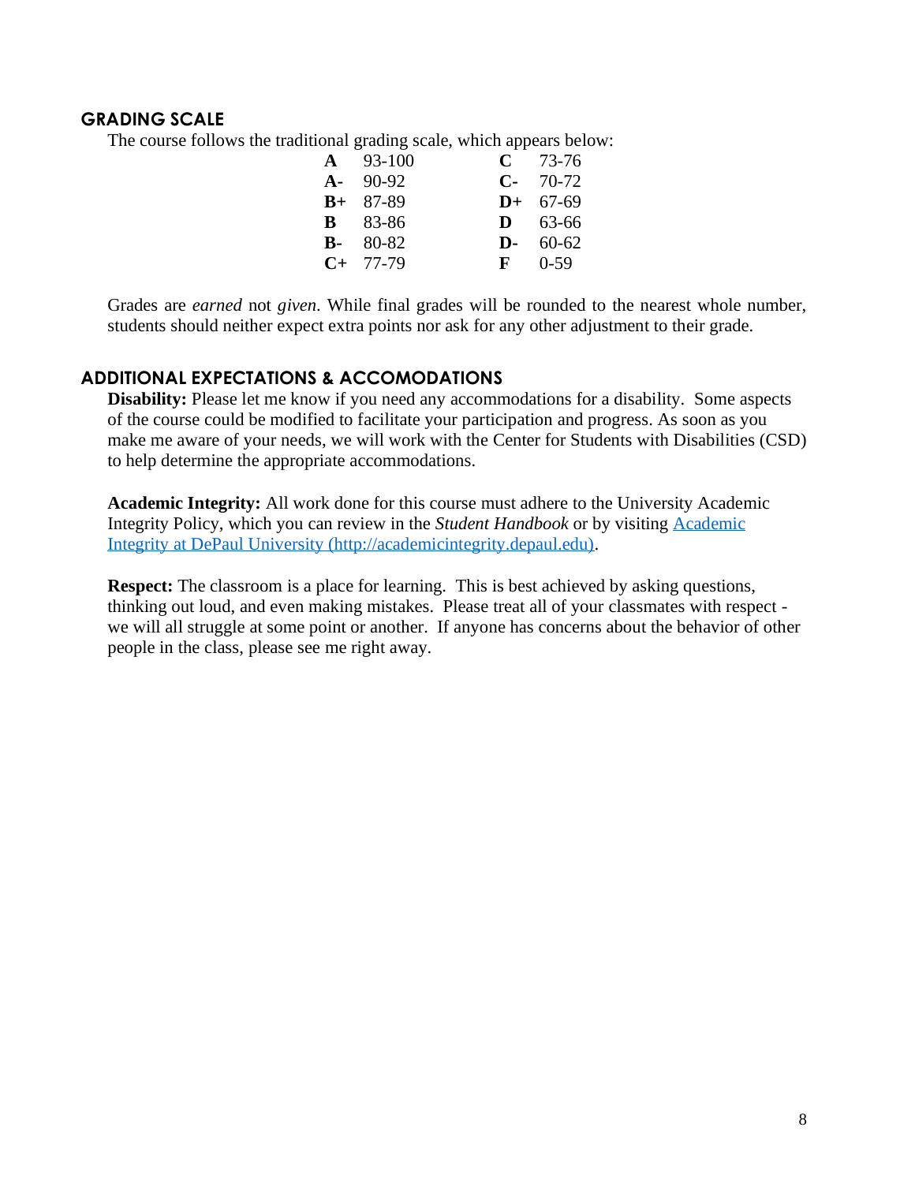## GRADING SCALE

The course follows the traditional grading scale, which appears below:

| | | | |
|---|---|---|---|
| **A** | 93-100 | **C** | 73-76 |
| **A-** | 90-92 | **C-** | 70-72 |
| **B+** | 87-89 | **D+** | 67-69 |
| **B** | 83-86 | **D** | 63-66 |
| **B-** | 80-82 | **D-** | 60-62 |
| **C+** | 77-79 | **F** | 0-59 |

Grades are *earned* not *given*. While final grades will be rounded to the nearest whole number, students should neither expect extra points nor ask for any other adjustment to their grade.

## ADDITIONAL EXPECTATIONS & ACCOMODATIONS

**Disability:** Please let me know if you need any accommodations for a disability. Some aspects of the course could be modified to facilitate your participation and progress. As soon as you make me aware of your needs, we will work with the Center for Students with Disabilities (CSD) to help determine the appropriate accommodations.

**Academic Integrity:** All work done for this course must adhere to the University Academic Integrity Policy, which you can review in the *Student Handbook* or by visiting [Academic Integrity at DePaul University (http://academicintegrity.depaul.edu)](http://academicintegrity.depaul.edu).

**Respect:** The classroom is a place for learning. This is best achieved by asking questions, thinking out loud, and even making mistakes. Please treat all of your classmates with respect - we will all struggle at some point or another. If anyone has concerns about the behavior of other people in the class, please see me right away.